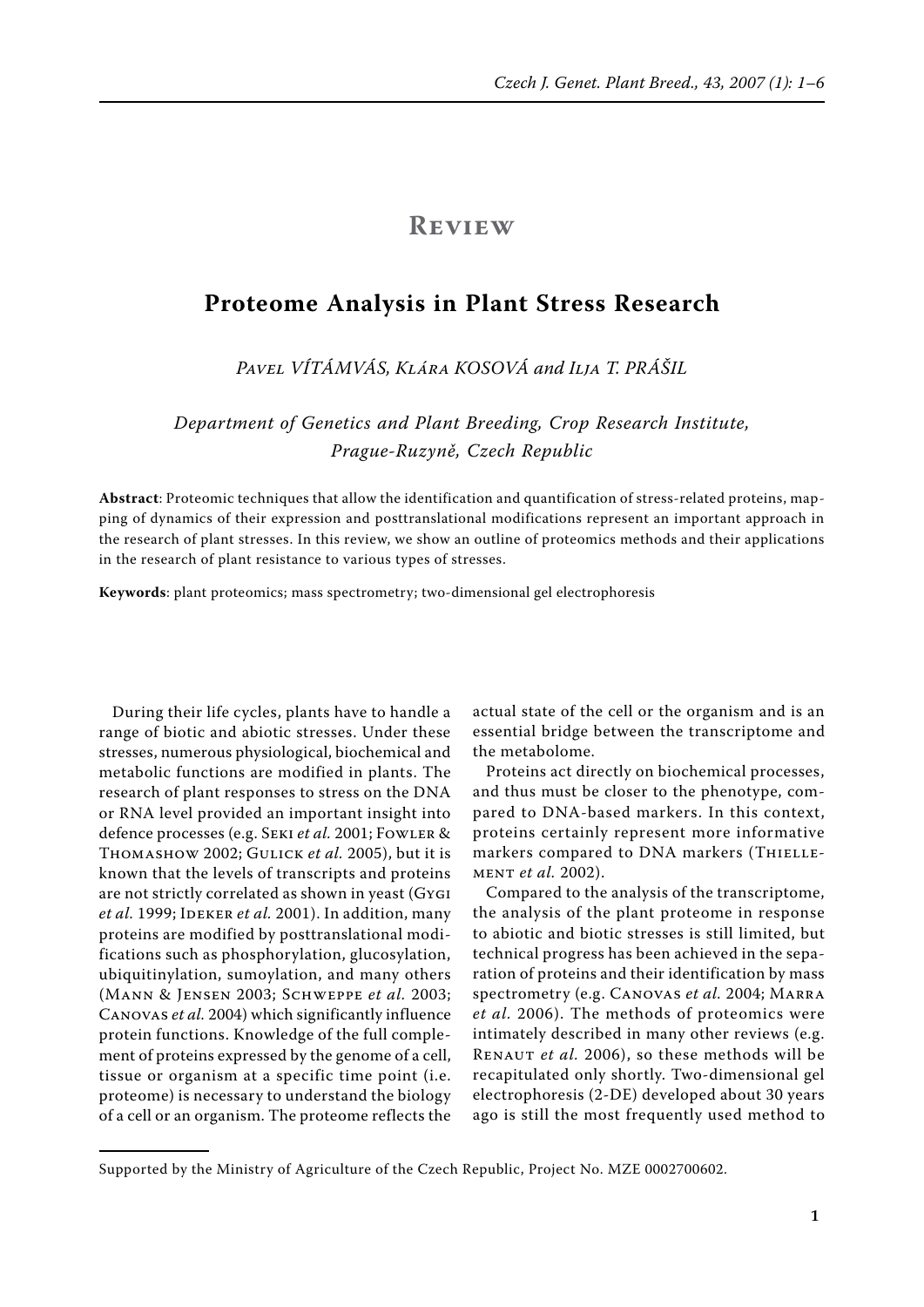# Review

## Proteome Analysis in Plant Stress Research

*Pavel VÍTÁMVÁS, Klára KOSOVÁ and Ilja T. PRÁŠIL*

*Department of Genetics and Plant Breeding, Crop Research Institute, Prague-Ruzyně, Czech Republic*

**Abstract**: Proteomic techniques that allow the identification and quantification of stress-related proteins, mapping of dynamics of their expression and posttranslational modifications represent an important approach in the research of plant stresses. In this review, we show an outline of proteomics methods and their applications in the research of plant resistance to various types of stresses.

**Keywords**: plant proteomics; mass spectrometry; two-dimensional gel electrophoresis

During their life cycles, plants have to handle a range of biotic and abiotic stresses. Under these stresses, numerous physiological, biochemical and metabolic functions are modified in plants. The research of plant responses to stress on the DNA or RNA level provided an important insight into defence processes (e.g. Seki *et al.* 2001; Fowler & Thomashow 2002; Gulick *et al.* 2005), but it is known that the levels of transcripts and proteins are not strictly correlated as shown in yeast (Gygi *et al.* 1999; Ideker *et al.* 2001). In addition, many proteins are modified by posttranslational modifications such as phosphorylation, glucosylation, ubiquitinylation, sumoylation, and many others (Mann & Jensen 2003; Schweppe *et al.* 2003; Canovas *et al.* 2004) which significantly influence protein functions. Knowledge of the full complement of proteins expressed by the genome of a cell, tissue or organism at a specific time point (i.e. proteome) is necessary to understand the biology of a cell or an organism. The proteome reflects the actual state of the cell or the organism and is an essential bridge between the transcriptome and the metabolome.

Proteins act directly on biochemical processes, and thus must be closer to the phenotype, compared to DNA-based markers. In this context, proteins certainly represent more informative markers compared to DNA markers (Thiellement *et al.* 2002).

Compared to the analysis of the transcriptome, the analysis of the plant proteome in response to abiotic and biotic stresses is still limited, but technical progress has been achieved in the separation of proteins and their identification by mass spectrometry (e.g. Canovas *et al.* 2004; Marra *et al.* 2006). The methods of proteomics were intimately described in many other reviews (e.g. Renaut *et al.* 2006), so these methods will be recapitulated only shortly. Two-dimensional gel electrophoresis (2-DE) developed about 30 years ago is still the most frequently used method to

Supported by the Ministry of Agriculture of the Czech Republic, Project No. MZE 0002700602.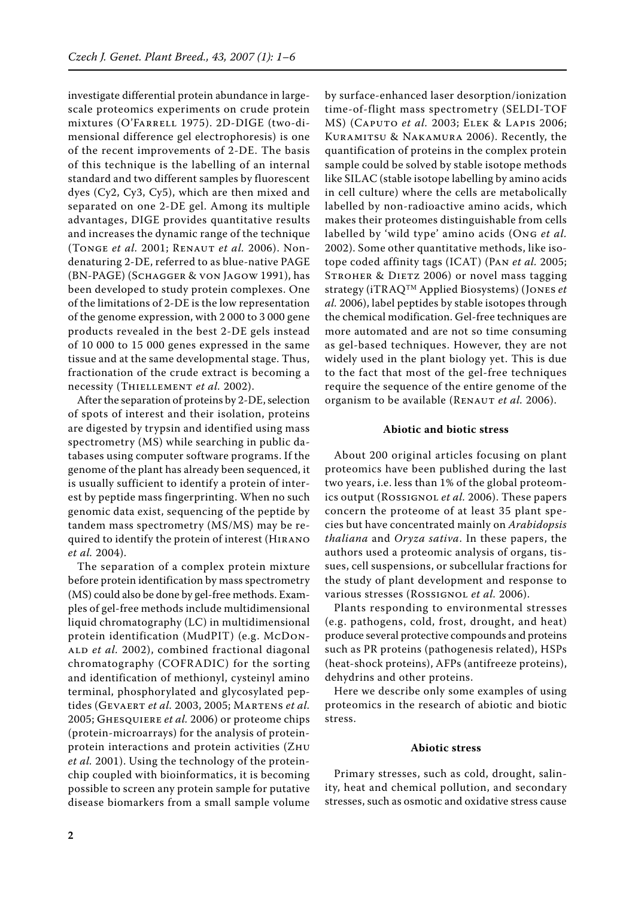investigate differential protein abundance in large-scale proteomics experiments on crude protein mixtures (O'Farrell 1975). 2D-DIGE (two-dimensional difference gel electrophoresis) is one of the recent improvements of 2-DE. The basis of this technique is the labelling of an internal standard and two different samples by fluorescent dyes (Cy2, Cy3, Cy5), which are then mixed and separated on one 2-DE gel. Among its multiple advantages, DIGE provides quantitative results and increases the dynamic range of the technique (Tonge *et al.* 2001; Renaut *et al.* 2006). Non-denaturing 2-DE, referred to as blue-native PAGE (BN-PAGE) (Schagger & von Jagow 1991), has been developed to study protein complexes. One of the limitations of 2-DE is the low representation of the genome expression, with 2 000 to 3 000 gene products revealed in the best 2-DE gels instead of 10 000 to 15 000 genes expressed in the same tissue and at the same developmental stage. Thus, fractionation of the crude extract is becoming a necessity (Thiellement *et al.* 2002).

After the separation of proteins by 2-DE, selection of spots of interest and their isolation, proteins are digested by trypsin and identified using mass spectrometry (MS) while searching in public databases using computer software programs. If the genome of the plant has already been sequenced, it is usually sufficient to identify a protein of interest by peptide mass fingerprinting. When no such genomic data exist, sequencing of the peptide by tandem mass spectrometry (MS/MS) may be required to identify the protein of interest (Hirano *et al.* 2004).

The separation of a complex protein mixture before protein identification by mass spectrometry (MS) could also be done by gel-free methods. Examples of gel-free methods include multidimensional liquid chromatography (LC) in multidimensional protein identification (MudPIT) (e.g. McDonald *et al.* 2002), combined fractional diagonal chromatography (COFRADIC) for the sorting and identification of methionyl, cysteinyl amino terminal, phosphorylated and glycosylated peptides (Gevaert *et al.* 2003, 2005; Martens *et al.* 2005; Ghesquiere *et al.* 2006) or proteome chips (protein-microarrays) for the analysis of protein-protein interactions and protein activities (Zhu *et al.* 2001). Using the technology of the protein-chip coupled with bioinformatics, it is becoming possible to screen any protein sample for putative disease biomarkers from a small sample volume by surface-enhanced laser desorption/ionization time-of-flight mass spectrometry (SELDI-TOF MS) (Caputo *et al.* 2003; Elek & Lapis 2006; Kuramitsu & Nakamura 2006). Recently, the quantification of proteins in the complex protein sample could be solved by stable isotope methods like SILAC (stable isotope labelling by amino acids in cell culture) where the cells are metabolically labelled by non-radioactive amino acids, which makes their proteomes distinguishable from cells labelled by 'wild type' amino acids (Ong *et al.* 2002). Some other quantitative methods, like isotope coded affinity tags (ICAT) (Pan *et al.* 2005; Stroher & Dietz 2006) or novel mass tagging strategy (iTRAQ™ Applied Biosystems) (Jones *et al.* 2006), label peptides by stable isotopes through the chemical modification. Gel-free techniques are more automated and are not so time consuming as gel-based techniques. However, they are not widely used in the plant biology yet. This is due to the fact that most of the gel-free techniques require the sequence of the entire genome of the organism to be available (Renaut *et al.* 2006).

## Abiotic and biotic stress

About 200 original articles focusing on plant proteomics have been published during the last two years, i.e. less than 1% of the global proteomics output (Rossignol *et al.* 2006). These papers concern the proteome of at least 35 plant species but have concentrated mainly on *Arabidopsis thaliana* and *Oryza sativa*. In these papers, the authors used a proteomic analysis of organs, tissues, cell suspensions, or subcellular fractions for the study of plant development and response to various stresses (Rossignol *et al.* 2006).

Plants responding to environmental stresses (e.g. pathogens, cold, frost, drought, and heat) produce several protective compounds and proteins such as PR proteins (pathogenesis related), HSPs (heat-shock proteins), AFPs (antifreeze proteins), dehydrins and other proteins.

Here we describe only some examples of using proteomics in the research of abiotic and biotic stress.

### Abiotic stress

Primary stresses, such as cold, drought, salinity, heat and chemical pollution, and secondary stresses, such as osmotic and oxidative stress cause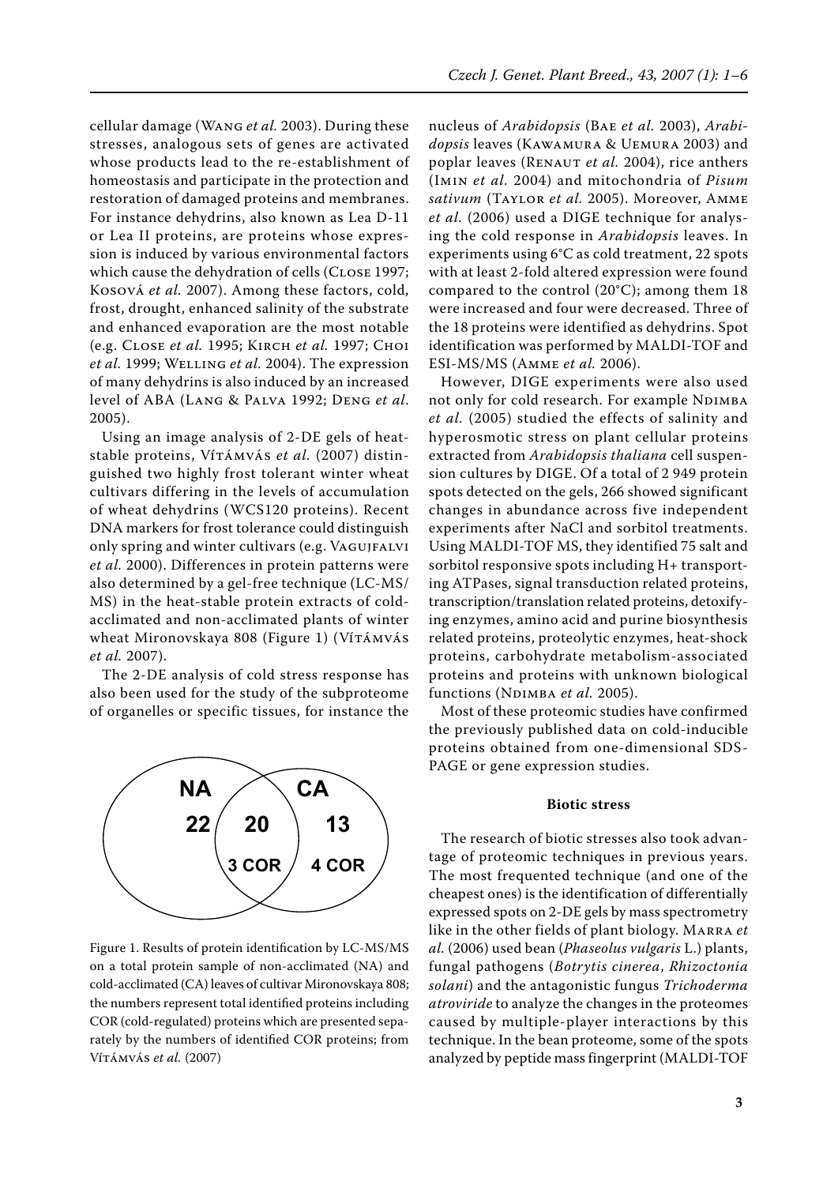cellular damage (Wang *et al.* 2003). During these stresses, analogous sets of genes are activated whose products lead to the re-establishment of homeostasis and participate in the protection and restoration of damaged proteins and membranes. For instance dehydrins, also known as Lea D-11 or Lea II proteins, are proteins whose expression is induced by various environmental factors which cause the dehydration of cells (Close 1997; Kosová *et al.* 2007). Among these factors, cold, frost, drought, enhanced salinity of the substrate and enhanced evaporation are the most notable (e.g. Close *et al.* 1995; Kirch *et al.* 1997; Choi *et al.* 1999; Welling *et al.* 2004). The expression of many dehydrins is also induced by an increased level of ABA (Lang & Palva 1992; Deng *et al.* 2005).

Using an image analysis of 2-DE gels of heat-stable proteins, Vítámvás *et al.* (2007) distinguished two highly frost tolerant winter wheat cultivars differing in the levels of accumulation of wheat dehydrins (WCS120 proteins). Recent DNA markers for frost tolerance could distinguish only spring and winter cultivars (e.g. Vagujfalvi *et al.* 2000). Differences in protein patterns were also determined by a gel-free technique (LC-MS/MS) in the heat-stable protein extracts of cold-acclimated and non-acclimated plants of winter wheat Mironovskaya 808 (Figure 1) (Vítámvás *et al.* 2007).

The 2-DE analysis of cold stress response has also been used for the study of the subproteome of organelles or specific tissues, for instance the nucleus of *Arabidopsis* (Bae *et al.* 2003), *Arabidopsis* leaves (Kawamura & Uemura 2003) and poplar leaves (Renaut *et al.* 2004), rice anthers (Imin *et al.* 2004) and mitochondria of *Pisum sativum* (Taylor *et al.* 2005). Moreover, Amme *et al.* (2006) used a DIGE technique for analysing the cold response in *Arabidopsis* leaves. In experiments using 6°C as cold treatment, 22 spots with at least 2-fold altered expression were found compared to the control (20°C); among them 18 were increased and four were decreased. Three of the 18 proteins were identified as dehydrins. Spot identification was performed by MALDI-TOF and ESI-MS/MS (Amme *et al.* 2006).

NA 22 | 20 (3 COR) | CA 13 (4 COR)

Figure 1. Results of protein identification by LC-MS/MS on a total protein sample of non-acclimated (NA) and cold-acclimated (CA) leaves of cultivar Mironovskaya 808; the numbers represent total identified proteins including COR (cold-regulated) proteins which are presented separately by the numbers of identified COR proteins; from Vítámvás *et al.* (2007)

However, DIGE experiments were also used not only for cold research. For example Ndimba *et al.* (2005) studied the effects of salinity and hyperosmotic stress on plant cellular proteins extracted from *Arabidopsis thaliana* cell suspension cultures by DIGE. Of a total of 2 949 protein spots detected on the gels, 266 showed significant changes in abundance across five independent experiments after NaCl and sorbitol treatments. Using MALDI-TOF MS, they identified 75 salt and sorbitol responsive spots including H+ transporting ATPases, signal transduction related proteins, transcription/translation related proteins, detoxifying enzymes, amino acid and purine biosynthesis related proteins, proteolytic enzymes, heat-shock proteins, carbohydrate metabolism-associated proteins and proteins with unknown biological functions (Ndimba *et al.* 2005).

Most of these proteomic studies have confirmed the previously published data on cold-inducible proteins obtained from one-dimensional SDS-PAGE or gene expression studies.

### Biotic stress

The research of biotic stresses also took advantage of proteomic techniques in previous years. The most frequented technique (and one of the cheapest ones) is the identification of differentially expressed spots on 2-DE gels by mass spectrometry like in the other fields of plant biology. Marra *et al.* (2006) used bean (*Phaseolus vulgaris* L.) plants, fungal pathogens (*Botrytis cinerea*, *Rhizoctonia solani*) and the antagonistic fungus *Trichoderma atroviride* to analyze the changes in the proteomes caused by multiple-player interactions by this technique. In the bean proteome, some of the spots analyzed by peptide mass fingerprint (MALDI-TOF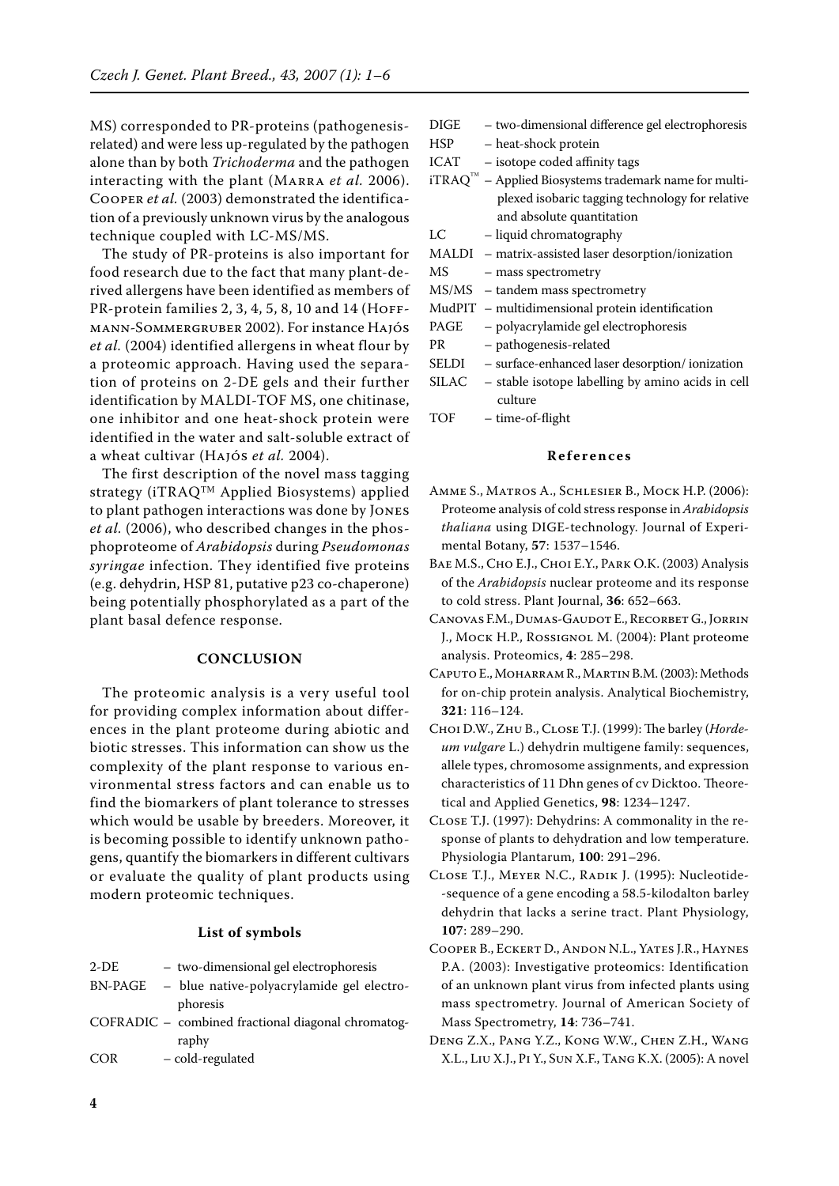MS) corresponded to PR-proteins (pathogenesis-related) and were less up-regulated by the pathogen alone than by both *Trichoderma* and the pathogen interacting with the plant (Marra *et al.* 2006). Cooper *et al.* (2003) demonstrated the identification of a previously unknown virus by the analogous technique coupled with LC-MS/MS.

The study of PR-proteins is also important for food research due to the fact that many plant-derived allergens have been identified as members of PR-protein families 2, 3, 4, 5, 8, 10 and 14 (Hoffmann-Sommergruber 2002). For instance Hajós *et al.* (2004) identified allergens in wheat flour by a proteomic approach. Having used the separation of proteins on 2-DE gels and their further identification by MALDI-TOF MS, one chitinase, one inhibitor and one heat-shock protein were identified in the water and salt-soluble extract of a wheat cultivar (Hajós *et al.* 2004).

The first description of the novel mass tagging strategy (iTRAQ™ Applied Biosystems) applied to plant pathogen interactions was done by Jones *et al.* (2006), who described changes in the phosphoproteome of *Arabidopsis* during *Pseudomonas syringae* infection. They identified five proteins (e.g. dehydrin, HSP 81, putative p23 co-chaperone) being potentially phosphorylated as a part of the plant basal defence response.

## CONCLUSION

The proteomic analysis is a very useful tool for providing complex information about differences in the plant proteome during abiotic and biotic stresses. This information can show us the complexity of the plant response to various environmental stress factors and can enable us to find the biomarkers of plant tolerance to stresses which would be usable by breeders. Moreover, it is becoming possible to identify unknown pathogens, quantify the biomarkers in different cultivars or evaluate the quality of plant products using modern proteomic techniques.

### List of symbols

| | |
|---|---|
| 2-DE | – two-dimensional gel electrophoresis |
| BN-PAGE | – blue native-polyacrylamide gel electrophoresis |
| COFRADIC | – combined fractional diagonal chromatography |
| COR | – cold-regulated |
| DIGE | – two-dimensional difference gel electrophoresis |
| HSP | – heat-shock protein |
| ICAT | – isotope coded affinity tags |
| iTRAQ™ | – Applied Biosystems trademark name for multiplexed isobaric tagging technology for relative and absolute quantitation |
| LC | – liquid chromatography |
| MALDI | – matrix-assisted laser desorption/ionization |
| MS | – mass spectrometry |
| MS/MS | – tandem mass spectrometry |
| MudPIT | – multidimensional protein identification |
| PAGE | – polyacrylamide gel electrophoresis |
| PR | – pathogenesis-related |
| SELDI | – surface-enhanced laser desorption/ ionization |
| SILAC | – stable isotope labelling by amino acids in cell culture |
| TOF | – time-of-flight |

### References

Amme S., Matros A., Schlesier B., Mock H.P. (2006): Proteome analysis of cold stress response in *Arabidopsis thaliana* using DIGE-technology. Journal of Experimental Botany, **57**: 1537–1546.

Bae M.S., Cho E.J., Choi E.Y., Park O.K. (2003) Analysis of the *Arabidopsis* nuclear proteome and its response to cold stress. Plant Journal, **36**: 652–663.

Canovas F.M., Dumas-Gaudot E., Recorbet G., Jorrin J., Mock H.P., Rossignol M. (2004): Plant proteome analysis. Proteomics, **4**: 285–298.

Caputo E., Moharram R., Martin B.M. (2003): Methods for on-chip protein analysis. Analytical Biochemistry, **321**: 116–124.

Choi D.W., Zhu B., Close T.J. (1999): The barley (*Hordeum vulgare* L.) dehydrin multigene family: sequences, allele types, chromosome assignments, and expression characteristics of 11 Dhn genes of cv Dicktoo. Theoretical and Applied Genetics, **98**: 1234–1247.

Close T.J. (1997): Dehydrins: A commonality in the response of plants to dehydration and low temperature. Physiologia Plantarum, **100**: 291–296.

Close T.J., Meyer N.C., Radik J. (1995): Nucleotide-sequence of a gene encoding a 58.5-kilodalton barley dehydrin that lacks a serine tract. Plant Physiology, **107**: 289–290.

Cooper B., Eckert D., Andon N.L., Yates J.R., Haynes P.A. (2003): Investigative proteomics: Identification of an unknown plant virus from infected plants using mass spectrometry. Journal of American Society of Mass Spectrometry, **14**: 736–741.

Deng Z.X., Pang Y.Z., Kong W.W., Chen Z.H., Wang X.L., Liu X.J., Pi Y., Sun X.F., Tang K.X. (2005): A novel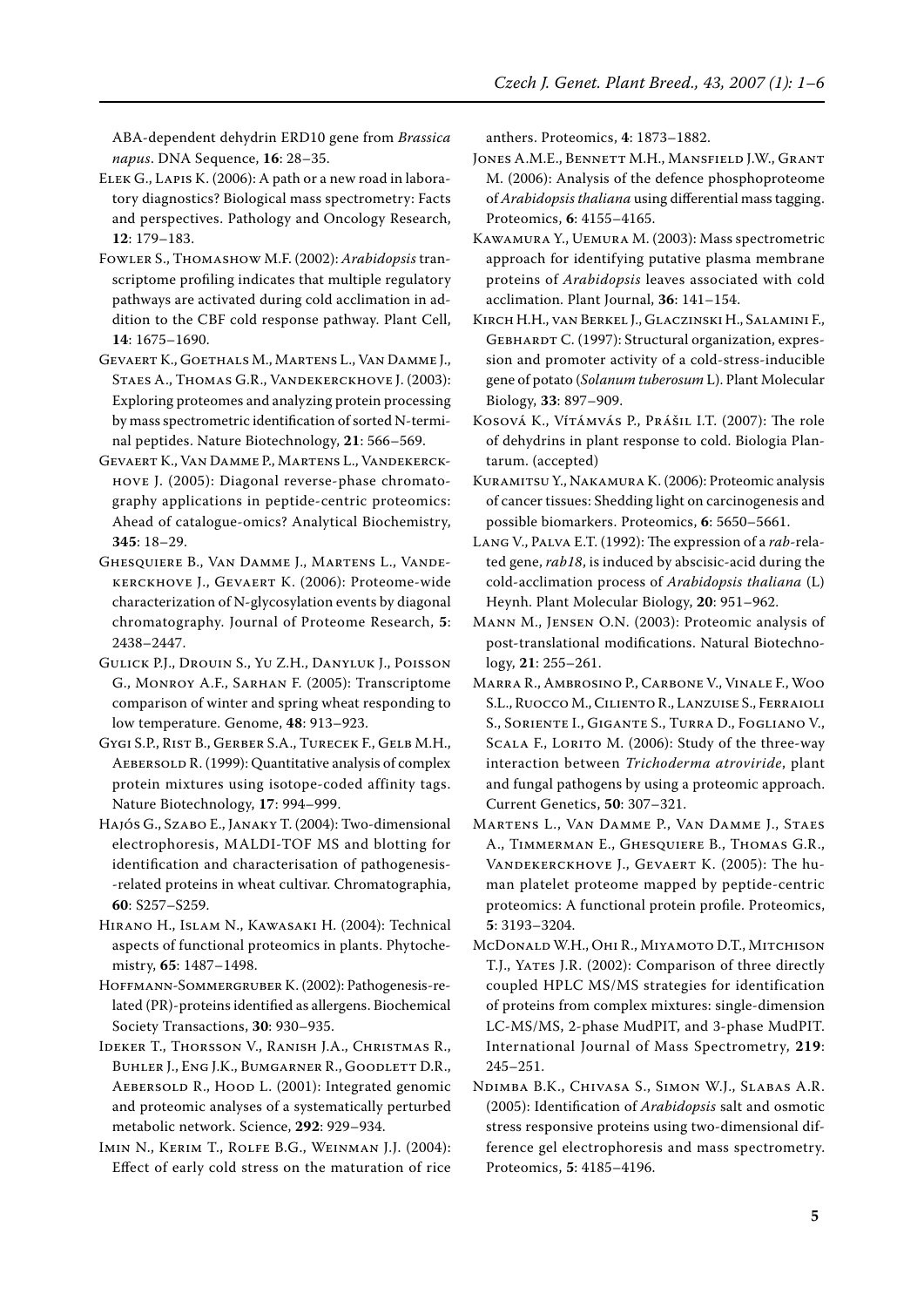ABA-dependent dehydrin ERD10 gene from *Brassica napus*. DNA Sequence, **16**: 28–35.

Elek G., Lapis K. (2006): A path or a new road in laboratory diagnostics? Biological mass spectrometry: Facts and perspectives. Pathology and Oncology Research, **12**: 179–183.

Fowler S., Thomashow M.F. (2002): *Arabidopsis* transcriptome profiling indicates that multiple regulatory pathways are activated during cold acclimation in addition to the CBF cold response pathway. Plant Cell, **14**: 1675–1690.

Gevaert K., Goethals M., Martens L., Van Damme J., Staes A., Thomas G.R., Vandekerckhove J. (2003): Exploring proteomes and analyzing protein processing by mass spectrometric identification of sorted N-terminal peptides. Nature Biotechnology, **21**: 566–569.

Gevaert K., Van Damme P., Martens L., Vandekerckhove J. (2005): Diagonal reverse-phase chromatography applications in peptide-centric proteomics: Ahead of catalogue-omics? Analytical Biochemistry, **345**: 18–29.

Ghesquiere B., Van Damme J., Martens L., Vandekerckhove J., Gevaert K. (2006): Proteome-wide characterization of N-glycosylation events by diagonal chromatography. Journal of Proteome Research, **5**: 2438–2447.

Gulick P.J., Drouin S., Yu Z.H., Danyluk J., Poisson G., Monroy A.F., Sarhan F. (2005): Transcriptome comparison of winter and spring wheat responding to low temperature. Genome, **48**: 913–923.

Gygi S.P., Rist B., Gerber S.A., Turecek F., Gelb M.H., Aebersold R. (1999): Quantitative analysis of complex protein mixtures using isotope-coded affinity tags. Nature Biotechnology, **17**: 994–999.

Hajós G., Szabo E., Janaky T. (2004): Two-dimensional electrophoresis, MALDI-TOF MS and blotting for identification and characterisation of pathogenesis--related proteins in wheat cultivar. Chromatographia, **60**: S257–S259.

Hirano H., Islam N., Kawasaki H. (2004): Technical aspects of functional proteomics in plants. Phytochemistry, **65**: 1487–1498.

Hoffmann-Sommergruber K. (2002): Pathogenesis-related (PR)-proteins identified as allergens. Biochemical Society Transactions, **30**: 930–935.

Ideker T., Thorsson V., Ranish J.A., Christmas R., Buhler J., Eng J.K., Bumgarner R., Goodlett D.R., Aebersold R., Hood L. (2001): Integrated genomic and proteomic analyses of a systematically perturbed metabolic network. Science, **292**: 929–934.

Imin N., Kerim T., Rolfe B.G., Weinman J.J. (2004): Effect of early cold stress on the maturation of rice anthers. Proteomics, **4**: 1873–1882.

Jones A.M.E., Bennett M.H., Mansfield J.W., Grant M. (2006): Analysis of the defence phosphoproteome of *Arabidopsis thaliana* using differential mass tagging. Proteomics, **6**: 4155–4165.

Kawamura Y., Uemura M. (2003): Mass spectrometric approach for identifying putative plasma membrane proteins of *Arabidopsis* leaves associated with cold acclimation. Plant Journal, **36**: 141–154.

Kirch H.H., van Berkel J., Glaczinski H., Salamini F., Gebhardt C. (1997): Structural organization, expression and promoter activity of a cold-stress-inducible gene of potato (*Solanum tuberosum* L). Plant Molecular Biology, **33**: 897–909.

Kosová K., Vítámvás P., Prášil I.T. (2007): The role of dehydrins in plant response to cold. Biologia Plantarum. (accepted)

Kuramitsu Y., Nakamura K. (2006): Proteomic analysis of cancer tissues: Shedding light on carcinogenesis and possible biomarkers. Proteomics, **6**: 5650–5661.

Lang V., Palva E.T. (1992): The expression of a *rab*-related gene, *rab18*, is induced by abscisic-acid during the cold-acclimation process of *Arabidopsis thaliana* (L) Heynh. Plant Molecular Biology, **20**: 951–962.

Mann M., Jensen O.N. (2003): Proteomic analysis of post-translational modifications. Natural Biotechnology, **21**: 255–261.

Marra R., Ambrosino P., Carbone V., Vinale F., Woo S.L., Ruocco M., Ciliento R., Lanzuise S., Ferraioli S., Soriente I., Gigante S., Turra D., Fogliano V., Scala F., Lorito M. (2006): Study of the three-way interaction between *Trichoderma atroviride*, plant and fungal pathogens by using a proteomic approach. Current Genetics, **50**: 307–321.

Martens L., Van Damme P., Van Damme J., Staes A., Timmerman E., Ghesquiere B., Thomas G.R., Vandekerckhove J., Gevaert K. (2005): The human platelet proteome mapped by peptide-centric proteomics: A functional protein profile. Proteomics, **5**: 3193–3204.

McDonald W.H., Ohi R., Miyamoto D.T., Mitchison T.J., Yates J.R. (2002): Comparison of three directly coupled HPLC MS/MS strategies for identification of proteins from complex mixtures: single-dimension LC-MS/MS, 2-phase MudPIT, and 3-phase MudPIT. International Journal of Mass Spectrometry, **219**: 245–251.

Ndimba B.K., Chivasa S., Simon W.J., Slabas A.R. (2005): Identification of *Arabidopsis* salt and osmotic stress responsive proteins using two-dimensional difference gel electrophoresis and mass spectrometry. Proteomics, **5**: 4185–4196.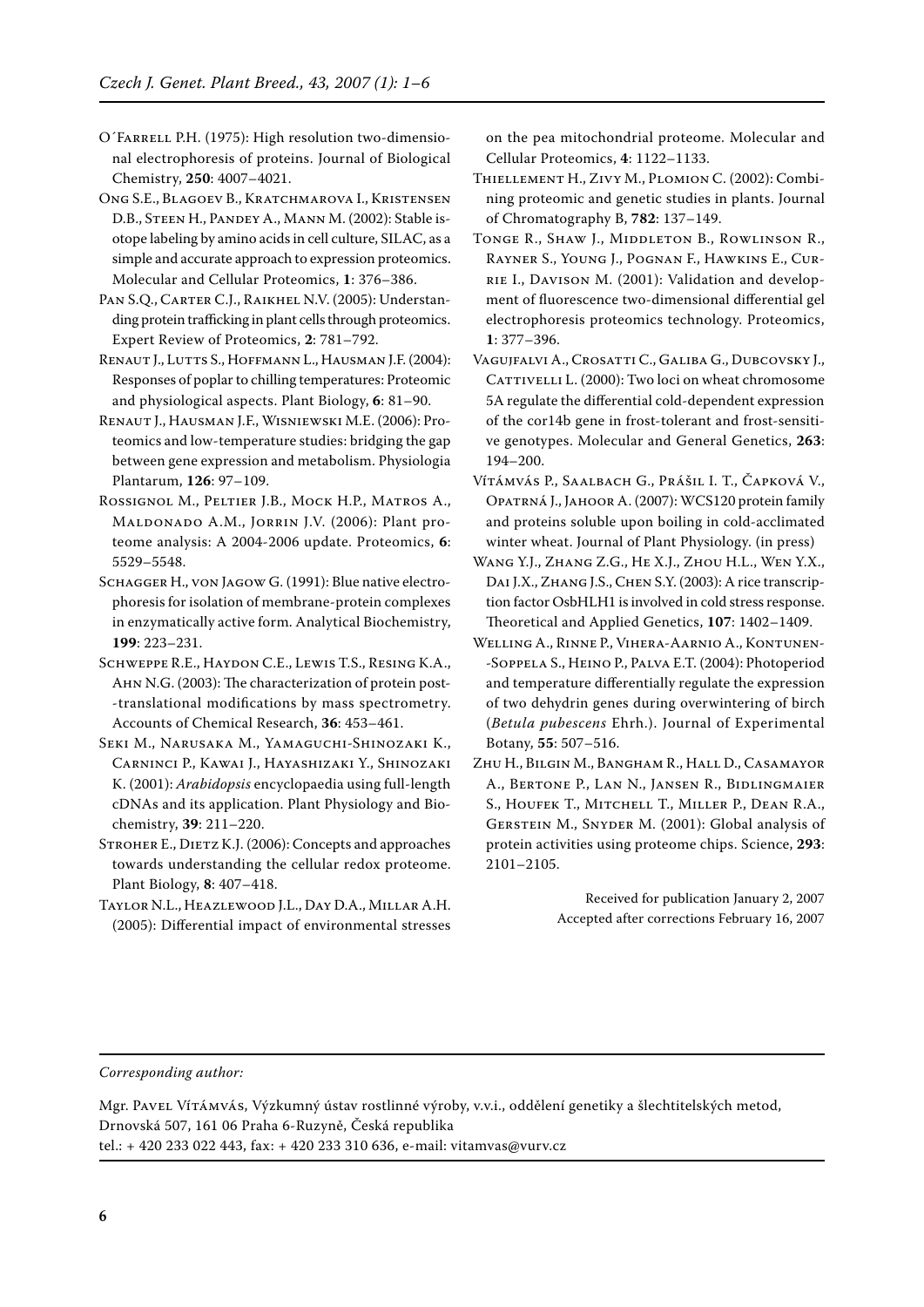O´Farrell P.H. (1975): High resolution two-dimensional electrophoresis of proteins. Journal of Biological Chemistry, **250**: 4007–4021.

Ong S.E., Blagoev B., Kratchmarova I., Kristensen D.B., Steen H., Pandey A., Mann M. (2002): Stable isotope labeling by amino acids in cell culture, SILAC, as a simple and accurate approach to expression proteomics. Molecular and Cellular Proteomics, **1**: 376–386.

Pan S.Q., Carter C.J., Raikhel N.V. (2005): Understanding protein trafficking in plant cells through proteomics. Expert Review of Proteomics, **2**: 781–792.

Renaut J., Lutts S., Hoffmann L., Hausman J.F. (2004): Responses of poplar to chilling temperatures: Proteomic and physiological aspects. Plant Biology, **6**: 81–90.

Renaut J., Hausman J.F., Wisniewski M.E. (2006): Proteomics and low-temperature studies: bridging the gap between gene expression and metabolism. Physiologia Plantarum, **126**: 97–109.

Rossignol M., Peltier J.B., Mock H.P., Matros A., Maldonado A.M., Jorrin J.V. (2006): Plant proteome analysis: A 2004-2006 update. Proteomics, **6**: 5529–5548.

Schagger H., von Jagow G. (1991): Blue native electrophoresis for isolation of membrane-protein complexes in enzymatically active form. Analytical Biochemistry, **199**: 223–231.

Schweppe R.E., Haydon C.E., Lewis T.S., Resing K.A., Ahn N.G. (2003): The characterization of protein post-translational modifications by mass spectrometry. Accounts of Chemical Research, **36**: 453–461.

Seki M., Narusaka M., Yamaguchi-Shinozaki K., Carninci P., Kawai J., Hayashizaki Y., Shinozaki K. (2001): *Arabidopsis* encyclopaedia using full-length cDNAs and its application. Plant Physiology and Biochemistry, **39**: 211–220.

Stroher E., Dietz K.J. (2006): Concepts and approaches towards understanding the cellular redox proteome. Plant Biology, **8**: 407–418.

Taylor N.L., Heazlewood J.L., Day D.A., Millar A.H. (2005): Differential impact of environmental stresses on the pea mitochondrial proteome. Molecular and Cellular Proteomics, **4**: 1122–1133.

Thiellement H., Zivy M., Plomion C. (2002): Combining proteomic and genetic studies in plants. Journal of Chromatography B, **782**: 137–149.

Tonge R., Shaw J., Middleton B., Rowlinson R., Rayner S., Young J., Pognan F., Hawkins E., Currie I., Davison M. (2001): Validation and development of fluorescence two-dimensional differential gel electrophoresis proteomics technology. Proteomics, **1**: 377–396.

Vagujfalvi A., Crosatti C., Galiba G., Dubcovsky J., Cattivelli L. (2000): Two loci on wheat chromosome 5A regulate the differential cold-dependent expression of the cor14b gene in frost-tolerant and frost-sensitive genotypes. Molecular and General Genetics, **263**: 194–200.

Vítámvás P., Saalbach G., Prášil I. T., Čapková V., Opatrná J., Jahoor A. (2007): WCS120 protein family and proteins soluble upon boiling in cold-acclimated winter wheat. Journal of Plant Physiology. (in press)

Wang Y.J., Zhang Z.G., He X.J., Zhou H.L., Wen Y.X., Dai J.X., Zhang J.S., Chen S.Y. (2003): A rice transcription factor OsbHLH1 is involved in cold stress response. Theoretical and Applied Genetics, **107**: 1402–1409.

Welling A., Rinne P., Vihera-Aarnio A., Kontunen-Soppela S., Heino P., Palva E.T. (2004): Photoperiod and temperature differentially regulate the expression of two dehydrin genes during overwintering of birch (*Betula pubescens* Ehrh.). Journal of Experimental Botany, **55**: 507–516.

Zhu H., Bilgin M., Bangham R., Hall D., Casamayor A., Bertone P., Lan N., Jansen R., Bidlingmaier S., Houfek T., Mitchell T., Miller P., Dean R.A., Gerstein M., Snyder M. (2001): Global analysis of protein activities using proteome chips. Science, **293**: 2101–2105.

Received for publication January 2, 2007
Accepted after corrections February 16, 2007

*Corresponding author:*

Mgr. Pavel Vítámvás, Výzkumný ústav rostlinné výroby, v.v.i., oddělení genetiky a šlechtitelských metod, Drnovská 507, 161 06 Praha 6-Ruzyně, Česká republika
tel.: + 420 233 022 443, fax: + 420 233 310 636, e-mail: vitamvas@vurv.cz